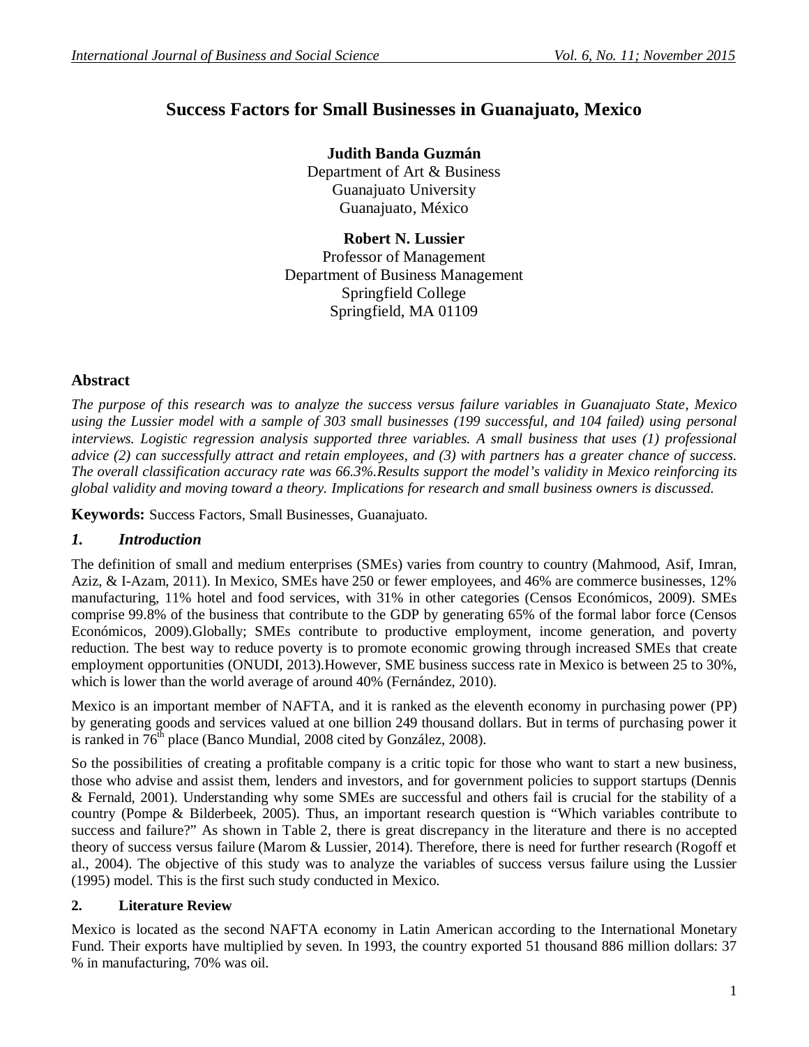# Success Factors for Small Businesses in Guanajuato, Mexico

**Judith Banda Guzmán**
Department of Art & Business
Guanajuato University
Guanajuato, México

**Robert N. Lussier**
Professor of Management
Department of Business Management
Springfield College
Springfield, MA 01109

## Abstract

*The purpose of this research was to analyze the success versus failure variables in Guanajuato State, Mexico using the Lussier model with a sample of 303 small businesses (199 successful, and 104 failed) using personal interviews. Logistic regression analysis supported three variables. A small business that uses (1) professional advice (2) can successfully attract and retain employees, and (3) with partners has a greater chance of success. The overall classification accuracy rate was 66.3%.Results support the model's validity in Mexico reinforcing its global validity and moving toward a theory. Implications for research and small business owners is discussed.*

**Keywords:** Success Factors, Small Businesses, Guanajuato.

## *1. Introduction*

The definition of small and medium enterprises (SMEs) varies from country to country (Mahmood, Asif, Imran, Aziz, & I-Azam, 2011). In Mexico, SMEs have 250 or fewer employees, and 46% are commerce businesses, 12% manufacturing, 11% hotel and food services, with 31% in other categories (Censos Económicos, 2009). SMEs comprise 99.8% of the business that contribute to the GDP by generating 65% of the formal labor force (Censos Económicos, 2009).Globally; SMEs contribute to productive employment, income generation, and poverty reduction. The best way to reduce poverty is to promote economic growing through increased SMEs that create employment opportunities (ONUDI, 2013).However, SME business success rate in Mexico is between 25 to 30%, which is lower than the world average of around 40% (Fernández, 2010).

Mexico is an important member of NAFTA, and it is ranked as the eleventh economy in purchasing power (PP) by generating goods and services valued at one billion 249 thousand dollars. But in terms of purchasing power it is ranked in 76th place (Banco Mundial, 2008 cited by González, 2008).

So the possibilities of creating a profitable company is a critic topic for those who want to start a new business, those who advise and assist them, lenders and investors, and for government policies to support startups (Dennis & Fernald, 2001). Understanding why some SMEs are successful and others fail is crucial for the stability of a country (Pompe & Bilderbeek, 2005). Thus, an important research question is "Which variables contribute to success and failure?" As shown in Table 2, there is great discrepancy in the literature and there is no accepted theory of success versus failure (Marom & Lussier, 2014). Therefore, there is need for further research (Rogoff et al., 2004). The objective of this study was to analyze the variables of success versus failure using the Lussier (1995) model. This is the first such study conducted in Mexico.

## 2. Literature Review

Mexico is located as the second NAFTA economy in Latin American according to the International Monetary Fund. Their exports have multiplied by seven. In 1993, the country exported 51 thousand 886 million dollars: 37 % in manufacturing, 70% was oil.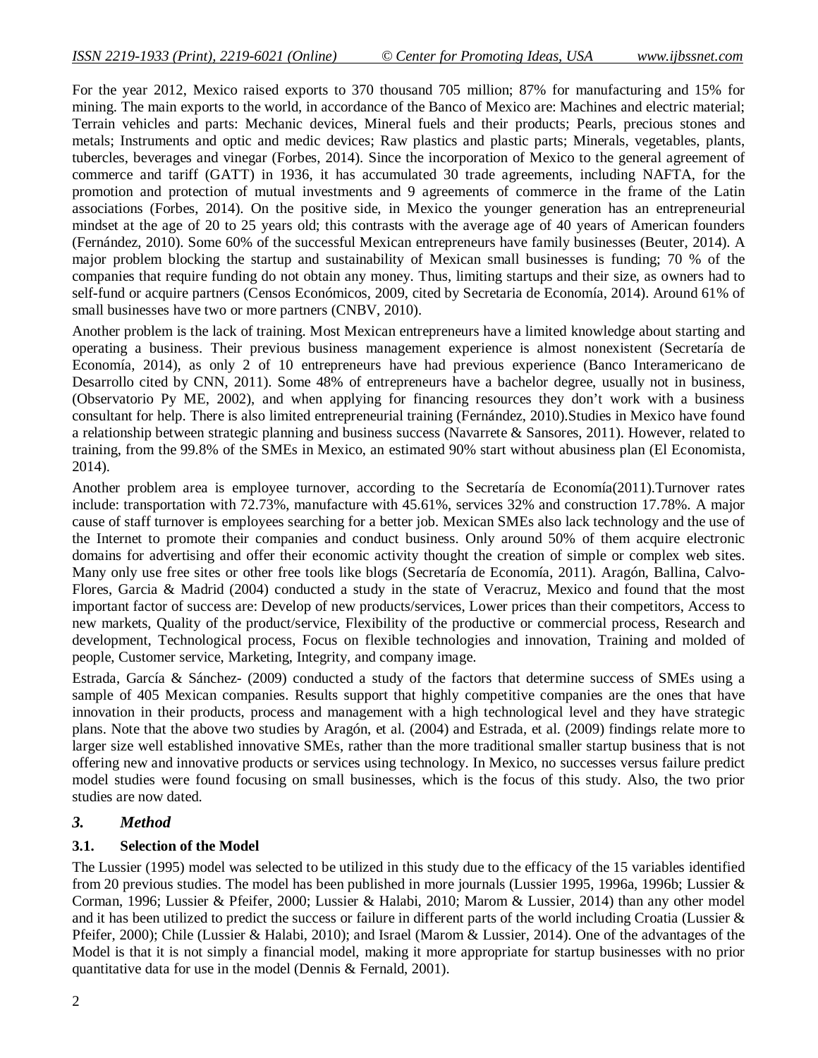For the year 2012, Mexico raised exports to 370 thousand 705 million; 87% for manufacturing and 15% for mining. The main exports to the world, in accordance of the Banco of Mexico are: Machines and electric material; Terrain vehicles and parts: Mechanic devices, Mineral fuels and their products; Pearls, precious stones and metals; Instruments and optic and medic devices; Raw plastics and plastic parts; Minerals, vegetables, plants, tubercles, beverages and vinegar (Forbes, 2014). Since the incorporation of Mexico to the general agreement of commerce and tariff (GATT) in 1936, it has accumulated 30 trade agreements, including NAFTA, for the promotion and protection of mutual investments and 9 agreements of commerce in the frame of the Latin associations (Forbes, 2014). On the positive side, in Mexico the younger generation has an entrepreneurial mindset at the age of 20 to 25 years old; this contrasts with the average age of 40 years of American founders (Fernández, 2010). Some 60% of the successful Mexican entrepreneurs have family businesses (Beuter, 2014). A major problem blocking the startup and sustainability of Mexican small businesses is funding; 70 % of the companies that require funding do not obtain any money. Thus, limiting startups and their size, as owners had to self-fund or acquire partners (Censos Económicos, 2009, cited by Secretaria de Economía, 2014). Around 61% of small businesses have two or more partners (CNBV, 2010).

Another problem is the lack of training. Most Mexican entrepreneurs have a limited knowledge about starting and operating a business. Their previous business management experience is almost nonexistent (Secretaría de Economía, 2014), as only 2 of 10 entrepreneurs have had previous experience (Banco Interamericano de Desarrollo cited by CNN, 2011). Some 48% of entrepreneurs have a bachelor degree, usually not in business, (Observatorio Py ME, 2002), and when applying for financing resources they don't work with a business consultant for help. There is also limited entrepreneurial training (Fernández, 2010).Studies in Mexico have found a relationship between strategic planning and business success (Navarrete & Sansores, 2011). However, related to training, from the 99.8% of the SMEs in Mexico, an estimated 90% start without abusiness plan (El Economista, 2014).

Another problem area is employee turnover, according to the Secretaría de Economía(2011).Turnover rates include: transportation with 72.73%, manufacture with 45.61%, services 32% and construction 17.78%. A major cause of staff turnover is employees searching for a better job. Mexican SMEs also lack technology and the use of the Internet to promote their companies and conduct business. Only around 50% of them acquire electronic domains for advertising and offer their economic activity thought the creation of simple or complex web sites. Many only use free sites or other free tools like blogs (Secretaría de Economía, 2011). Aragón, Ballina, Calvo-Flores, Garcia & Madrid (2004) conducted a study in the state of Veracruz, Mexico and found that the most important factor of success are: Develop of new products/services, Lower prices than their competitors, Access to new markets, Quality of the product/service, Flexibility of the productive or commercial process, Research and development, Technological process, Focus on flexible technologies and innovation, Training and molded of people, Customer service, Marketing, Integrity, and company image.

Estrada, García & Sánchez- (2009) conducted a study of the factors that determine success of SMEs using a sample of 405 Mexican companies. Results support that highly competitive companies are the ones that have innovation in their products, process and management with a high technological level and they have strategic plans. Note that the above two studies by Aragón, et al. (2004) and Estrada, et al. (2009) findings relate more to larger size well established innovative SMEs, rather than the more traditional smaller startup business that is not offering new and innovative products or services using technology. In Mexico, no successes versus failure predict model studies were found focusing on small businesses, which is the focus of this study. Also, the two prior studies are now dated.

## 3. *Method*

### 3.1. Selection of the Model

The Lussier (1995) model was selected to be utilized in this study due to the efficacy of the 15 variables identified from 20 previous studies. The model has been published in more journals (Lussier 1995, 1996a, 1996b; Lussier & Corman, 1996; Lussier & Pfeifer, 2000; Lussier & Halabi, 2010; Marom & Lussier, 2014) than any other model and it has been utilized to predict the success or failure in different parts of the world including Croatia (Lussier & Pfeifer, 2000); Chile (Lussier & Halabi, 2010); and Israel (Marom & Lussier, 2014). One of the advantages of the Model is that it is not simply a financial model, making it more appropriate for startup businesses with no prior quantitative data for use in the model (Dennis & Fernald, 2001).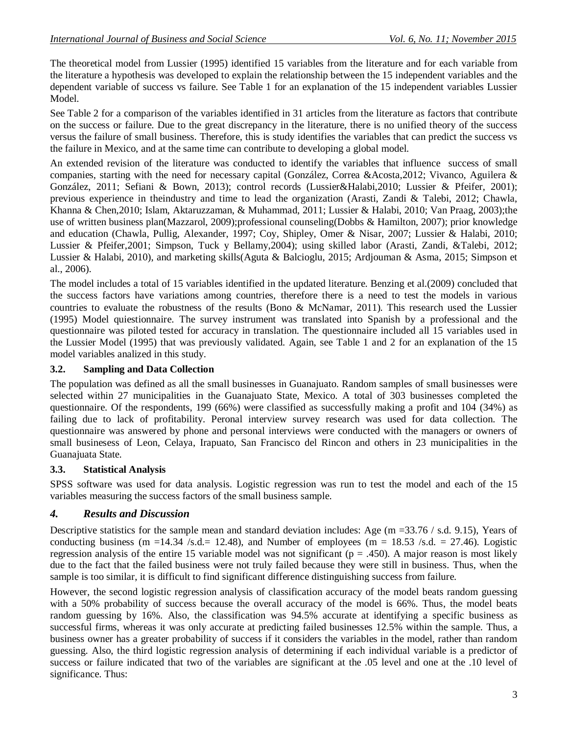The theoretical model from Lussier (1995) identified 15 variables from the literature and for each variable from the literature a hypothesis was developed to explain the relationship between the 15 independent variables and the dependent variable of success vs failure. See Table 1 for an explanation of the 15 independent variables Lussier Model.

See Table 2 for a comparison of the variables identified in 31 articles from the literature as factors that contribute on the success or failure. Due to the great discrepancy in the literature, there is no unified theory of the success versus the failure of small business. Therefore, this is study identifies the variables that can predict the success vs the failure in Mexico, and at the same time can contribute to developing a global model.

An extended revision of the literature was conducted to identify the variables that influence success of small companies, starting with the need for necessary capital (González, Correa &Acosta,2012; Vivanco, Aguilera & González, 2011; Sefiani & Bown, 2013); control records (Lussier&Halabi,2010; Lussier & Pfeifer, 2001); previous experience in theindustry and time to lead the organization (Arasti, Zandi & Talebi, 2012; Chawla, Khanna & Chen,2010; Islam, Aktaruzzaman, & Muhammad, 2011; Lussier & Halabi, 2010; Van Praag, 2003);the use of written business plan(Mazzarol, 2009);professional counseling(Dobbs & Hamilton, 2007); prior knowledge and education (Chawla, Pullig, Alexander, 1997; Coy, Shipley, Omer & Nisar, 2007; Lussier & Halabi, 2010; Lussier & Pfeifer,2001; Simpson, Tuck y Bellamy,2004); using skilled labor (Arasti, Zandi, &Talebi, 2012; Lussier & Halabi, 2010), and marketing skills(Aguta & Balcioglu, 2015; Ardjouman & Asma, 2015; Simpson et al., 2006).

The model includes a total of 15 variables identified in the updated literature. Benzing et al.(2009) concluded that the success factors have variations among countries, therefore there is a need to test the models in various countries to evaluate the robustness of the results (Bono & McNamar, 2011). This research used the Lussier (1995) Model quiestionnaire. The survey instrument was translated into Spanish by a professional and the questionnaire was piloted tested for accuracy in translation. The questionnaire included all 15 variables used in the Lussier Model (1995) that was previously validated. Again, see Table 1 and 2 for an explanation of the 15 model variables analized in this study.

### 3.2. Sampling and Data Collection

The population was defined as all the small businesses in Guanajuato. Random samples of small businesses were selected within 27 municipalities in the Guanajuato State, Mexico. A total of 303 businesses completed the questionnaire. Of the respondents, 199 (66%) were classified as successfully making a profit and 104 (34%) as failing due to lack of profitability. Peronal interview survey research was used for data collection. The questionnaire was answered by phone and personal interviews were conducted with the managers or owners of small businesess of Leon, Celaya, Irapuato, San Francisco del Rincon and others in 23 municipalities in the Guanajuata State.

### 3.3. Statistical Analysis

SPSS software was used for data analysis. Logistic regression was run to test the model and each of the 15 variables measuring the success factors of the small business sample.

## 4. *Results and Discussion*

Descriptive statistics for the sample mean and standard deviation includes: Age (m =33.76 / s.d. 9.15), Years of conducting business (m =14.34 /s.d.= 12.48), and Number of employees (m = 18.53 /s.d. = 27.46). Logistic regression analysis of the entire 15 variable model was not significant ($p = .450$). A major reason is most likely due to the fact that the failed business were not truly failed because they were still in business. Thus, when the sample is too similar, it is difficult to find significant difference distinguishing success from failure.

However, the second logistic regression analysis of classification accuracy of the model beats random guessing with a 50% probability of success because the overall accuracy of the model is 66%. Thus, the model beats random guessing by 16%. Also, the classification was 94.5% accurate at identifying a specific business as successful firms, whereas it was only accurate at predicting failed businesses 12.5% within the sample. Thus, a business owner has a greater probability of success if it considers the variables in the model, rather than random guessing. Also, the third logistic regression analysis of determining if each individual variable is a predictor of success or failure indicated that two of the variables are significant at the .05 level and one at the .10 level of significance. Thus: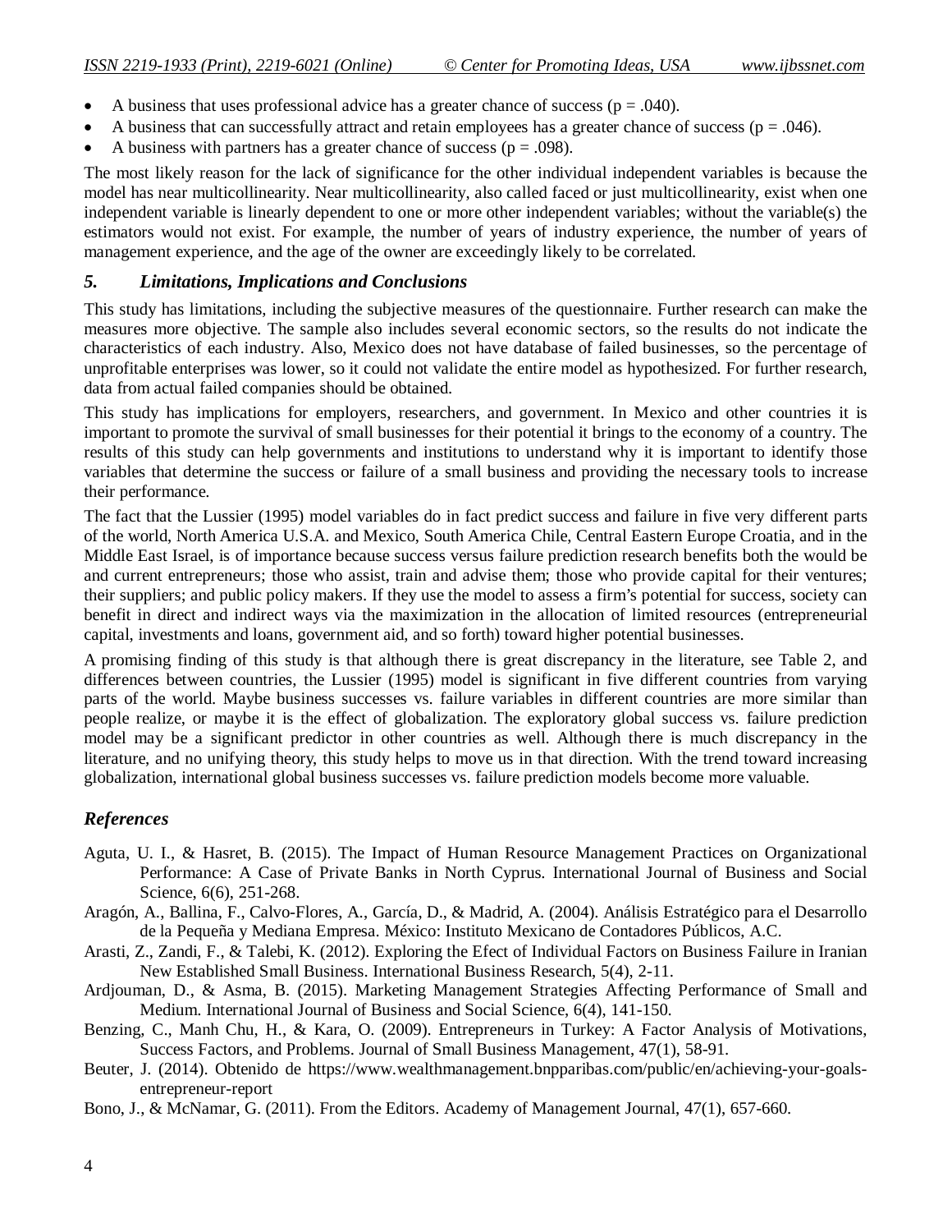- A business that uses professional advice has a greater chance of success ($p = .040$).
- A business that can successfully attract and retain employees has a greater chance of success ($p = .046$).
- A business with partners has a greater chance of success ($p = .098$).

The most likely reason for the lack of significance for the other individual independent variables is because the model has near multicollinearity. Near multicollinearity, also called faced or just multicollinearity, exist when one independent variable is linearly dependent to one or more other independent variables; without the variable(s) the estimators would not exist. For example, the number of years of industry experience, the number of years of management experience, and the age of the owner are exceedingly likely to be correlated.

## *5. Limitations, Implications and Conclusions*

This study has limitations, including the subjective measures of the questionnaire. Further research can make the measures more objective. The sample also includes several economic sectors, so the results do not indicate the characteristics of each industry. Also, Mexico does not have database of failed businesses, so the percentage of unprofitable enterprises was lower, so it could not validate the entire model as hypothesized. For further research, data from actual failed companies should be obtained.

This study has implications for employers, researchers, and government. In Mexico and other countries it is important to promote the survival of small businesses for their potential it brings to the economy of a country. The results of this study can help governments and institutions to understand why it is important to identify those variables that determine the success or failure of a small business and providing the necessary tools to increase their performance.

The fact that the Lussier (1995) model variables do in fact predict success and failure in five very different parts of the world, North America U.S.A. and Mexico, South America Chile, Central Eastern Europe Croatia, and in the Middle East Israel, is of importance because success versus failure prediction research benefits both the would be and current entrepreneurs; those who assist, train and advise them; those who provide capital for their ventures; their suppliers; and public policy makers. If they use the model to assess a firm's potential for success, society can benefit in direct and indirect ways via the maximization in the allocation of limited resources (entrepreneurial capital, investments and loans, government aid, and so forth) toward higher potential businesses.

A promising finding of this study is that although there is great discrepancy in the literature, see Table 2, and differences between countries, the Lussier (1995) model is significant in five different countries from varying parts of the world. Maybe business successes vs. failure variables in different countries are more similar than people realize, or maybe it is the effect of globalization. The exploratory global success vs. failure prediction model may be a significant predictor in other countries as well. Although there is much discrepancy in the literature, and no unifying theory, this study helps to move us in that direction. With the trend toward increasing globalization, international global business successes vs. failure prediction models become more valuable.

## *References*

Aguta, U. I., & Hasret, B. (2015). The Impact of Human Resource Management Practices on Organizational Performance: A Case of Private Banks in North Cyprus. International Journal of Business and Social Science, 6(6), 251-268.

Aragón, A., Ballina, F., Calvo-Flores, A., García, D., & Madrid, A. (2004). Análisis Estratégico para el Desarrollo de la Pequeña y Mediana Empresa. México: Instituto Mexicano de Contadores Públicos, A.C.

Arasti, Z., Zandi, F., & Talebi, K. (2012). Exploring the Efect of Individual Factors on Business Failure in Iranian New Established Small Business. International Business Research, 5(4), 2-11.

Ardjouman, D., & Asma, B. (2015). Marketing Management Strategies Affecting Performance of Small and Medium. International Journal of Business and Social Science, 6(4), 141-150.

Benzing, C., Manh Chu, H., & Kara, O. (2009). Entrepreneurs in Turkey: A Factor Analysis of Motivations, Success Factors, and Problems. Journal of Small Business Management, 47(1), 58-91.

Beuter, J. (2014). Obtenido de https://www.wealthmanagement.bnpparibas.com/public/en/achieving-your-goals-entrepreneur-report

Bono, J., & McNamar, G. (2011). From the Editors. Academy of Management Journal, 47(1), 657-660.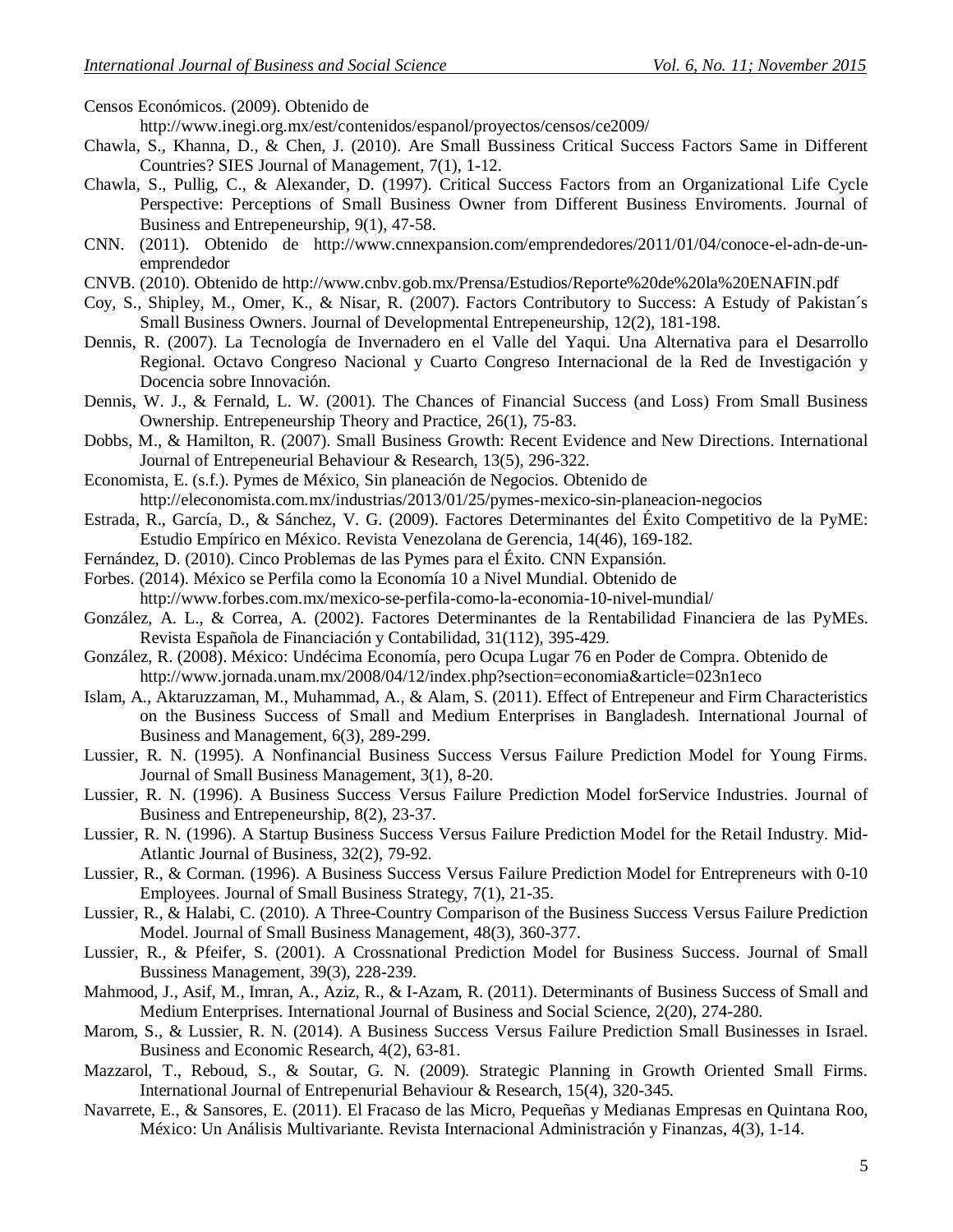Censos Económicos. (2009). Obtenido de http://www.inegi.org.mx/est/contenidos/espanol/proyectos/censos/ce2009/

Chawla, S., Khanna, D., & Chen, J. (2010). Are Small Bussiness Critical Success Factors Same in Different Countries? SIES Journal of Management, 7(1), 1-12.

Chawla, S., Pullig, C., & Alexander, D. (1997). Critical Success Factors from an Organizational Life Cycle Perspective: Perceptions of Small Business Owner from Different Business Enviroments. Journal of Business and Entrepeneurship, 9(1), 47-58.

CNN. (2011). Obtenido de http://www.cnnexpansion.com/emprendedores/2011/01/04/conoce-el-adn-de-un-emprendedor

CNVB. (2010). Obtenido de http://www.cnbv.gob.mx/Prensa/Estudios/Reporte%20de%20la%20ENAFIN.pdf

Coy, S., Shipley, M., Omer, K., & Nisar, R. (2007). Factors Contributory to Success: A Estudy of Pakistan´s Small Business Owners. Journal of Developmental Entrepeneurship, 12(2), 181-198.

Dennis, R. (2007). La Tecnología de Invernadero en el Valle del Yaqui. Una Alternativa para el Desarrollo Regional. Octavo Congreso Nacional y Cuarto Congreso Internacional de la Red de Investigación y Docencia sobre Innovación.

Dennis, W. J., & Fernald, L. W. (2001). The Chances of Financial Success (and Loss) From Small Business Ownership. Entrepeneurship Theory and Practice, 26(1), 75-83.

Dobbs, M., & Hamilton, R. (2007). Small Business Growth: Recent Evidence and New Directions. International Journal of Entrepeneurial Behaviour & Research, 13(5), 296-322.

Economista, E. (s.f.). Pymes de México, Sin planeación de Negocios. Obtenido de http://eleconomista.com.mx/industrias/2013/01/25/pymes-mexico-sin-planeacion-negocios

Estrada, R., García, D., & Sánchez, V. G. (2009). Factores Determinantes del Éxito Competitivo de la PyME: Estudio Empírico en México. Revista Venezolana de Gerencia, 14(46), 169-182.

Fernández, D. (2010). Cinco Problemas de las Pymes para el Éxito. CNN Expansión.

Forbes. (2014). México se Perfila como la Economía 10 a Nivel Mundial. Obtenido de http://www.forbes.com.mx/mexico-se-perfila-como-la-economia-10-nivel-mundial/

González, A. L., & Correa, A. (2002). Factores Determinantes de la Rentabilidad Financiera de las PyMEs. Revista Española de Financiación y Contabilidad, 31(112), 395-429.

González, R. (2008). México: Undécima Economía, pero Ocupa Lugar 76 en Poder de Compra. Obtenido de http://www.jornada.unam.mx/2008/04/12/index.php?section=economia&article=023n1eco

Islam, A., Aktaruzzaman, M., Muhammad, A., & Alam, S. (2011). Effect of Entrepeneur and Firm Characteristics on the Business Success of Small and Medium Enterprises in Bangladesh. International Journal of Business and Management, 6(3), 289-299.

Lussier, R. N. (1995). A Nonfinancial Business Success Versus Failure Prediction Model for Young Firms. Journal of Small Business Management, 3(1), 8-20.

Lussier, R. N. (1996). A Business Success Versus Failure Prediction Model forService Industries. Journal of Business and Entrepeneurship, 8(2), 23-37.

Lussier, R. N. (1996). A Startup Business Success Versus Failure Prediction Model for the Retail Industry. Mid-Atlantic Journal of Business, 32(2), 79-92.

Lussier, R., & Corman. (1996). A Business Success Versus Failure Prediction Model for Entrepreneurs with 0-10 Employees. Journal of Small Business Strategy, 7(1), 21-35.

Lussier, R., & Halabi, C. (2010). A Three-Country Comparison of the Business Success Versus Failure Prediction Model. Journal of Small Business Management, 48(3), 360-377.

Lussier, R., & Pfeifer, S. (2001). A Crossnational Prediction Model for Business Success. Journal of Small Bussiness Management, 39(3), 228-239.

Mahmood, J., Asif, M., Imran, A., Aziz, R., & I-Azam, R. (2011). Determinants of Business Success of Small and Medium Enterprises. International Journal of Business and Social Science, 2(20), 274-280.

Marom, S., & Lussier, R. N. (2014). A Business Success Versus Failure Prediction Small Businesses in Israel. Business and Economic Research, 4(2), 63-81.

Mazzarol, T., Reboud, S., & Soutar, G. N. (2009). Strategic Planning in Growth Oriented Small Firms. International Journal of Entrepenurial Behaviour & Research, 15(4), 320-345.

Navarrete, E., & Sansores, E. (2011). El Fracaso de las Micro, Pequeñas y Medianas Empresas en Quintana Roo, México: Un Análisis Multivariante. Revista Internacional Administración y Finanzas, 4(3), 1-14.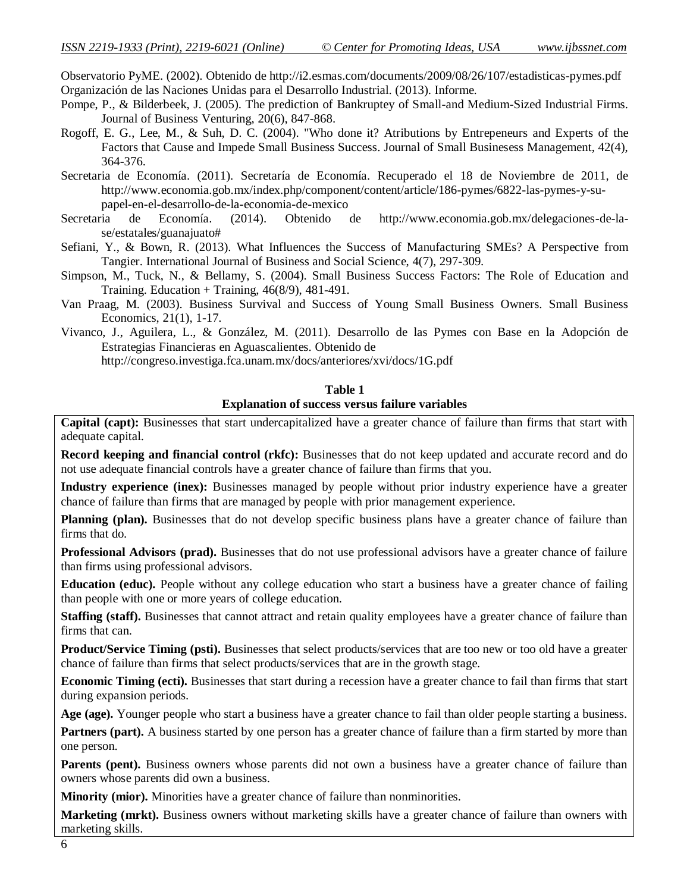Observatorio PyME. (2002). Obtenido de http://i2.esmas.com/documents/2009/08/26/107/estadisticas-pymes.pdf

Organización de las Naciones Unidas para el Desarrollo Industrial. (2013). Informe.

Pompe, P., & Bilderbeek, J. (2005). The prediction of Bankruptey of Small-and Medium-Sized Industrial Firms. Journal of Business Venturing, 20(6), 847-868.

Rogoff, E. G., Lee, M., & Suh, D. C. (2004). "Who done it? Atributions by Entrepeneurs and Experts of the Factors that Cause and Impede Small Business Success. Journal of Small Businesess Management, 42(4), 364-376.

Secretaria de Economía. (2011). Secretaría de Economía. Recuperado el 18 de Noviembre de 2011, de http://www.economia.gob.mx/index.php/component/content/article/186-pymes/6822-las-pymes-y-su-papel-en-el-desarrollo-de-la-economia-de-mexico

Secretaria de Economía. (2014). Obtenido de http://www.economia.gob.mx/delegaciones-de-la-se/estatales/guanajuato#

Sefiani, Y., & Bown, R. (2013). What Influences the Success of Manufacturing SMEs? A Perspective from Tangier. International Journal of Business and Social Science, 4(7), 297-309.

Simpson, M., Tuck, N., & Bellamy, S. (2004). Small Business Success Factors: The Role of Education and Training. Education + Training, 46(8/9), 481-491.

Van Praag, M. (2003). Business Survival and Success of Young Small Business Owners. Small Business Economics, 21(1), 1-17.

Vivanco, J., Aguilera, L., & González, M. (2011). Desarrollo de las Pymes con Base en la Adopción de Estrategias Financieras en Aguascalientes. Obtenido de http://congreso.investiga.fca.unam.mx/docs/anteriores/xvi/docs/1G.pdf

**Table 1**

**Explanation of success versus failure variables**

**Capital (capt):** Businesses that start undercapitalized have a greater chance of failure than firms that start with adequate capital.

**Record keeping and financial control (rkfc):** Businesses that do not keep updated and accurate record and do not use adequate financial controls have a greater chance of failure than firms that you.

**Industry experience (inex):** Businesses managed by people without prior industry experience have a greater chance of failure than firms that are managed by people with prior management experience.

**Planning (plan).** Businesses that do not develop specific business plans have a greater chance of failure than firms that do.

**Professional Advisors (prad).** Businesses that do not use professional advisors have a greater chance of failure than firms using professional advisors.

**Education (educ).** People without any college education who start a business have a greater chance of failing than people with one or more years of college education.

**Staffing (staff).** Businesses that cannot attract and retain quality employees have a greater chance of failure than firms that can.

**Product/Service Timing (psti).** Businesses that select products/services that are too new or too old have a greater chance of failure than firms that select products/services that are in the growth stage.

**Economic Timing (ecti).** Businesses that start during a recession have a greater chance to fail than firms that start during expansion periods.

**Age (age).** Younger people who start a business have a greater chance to fail than older people starting a business.

**Partners (part).** A business started by one person has a greater chance of failure than a firm started by more than one person.

**Parents (pent).** Business owners whose parents did not own a business have a greater chance of failure than owners whose parents did own a business.

**Minority (mior).** Minorities have a greater chance of failure than nonminorities.

**Marketing (mrkt).** Business owners without marketing skills have a greater chance of failure than owners with marketing skills.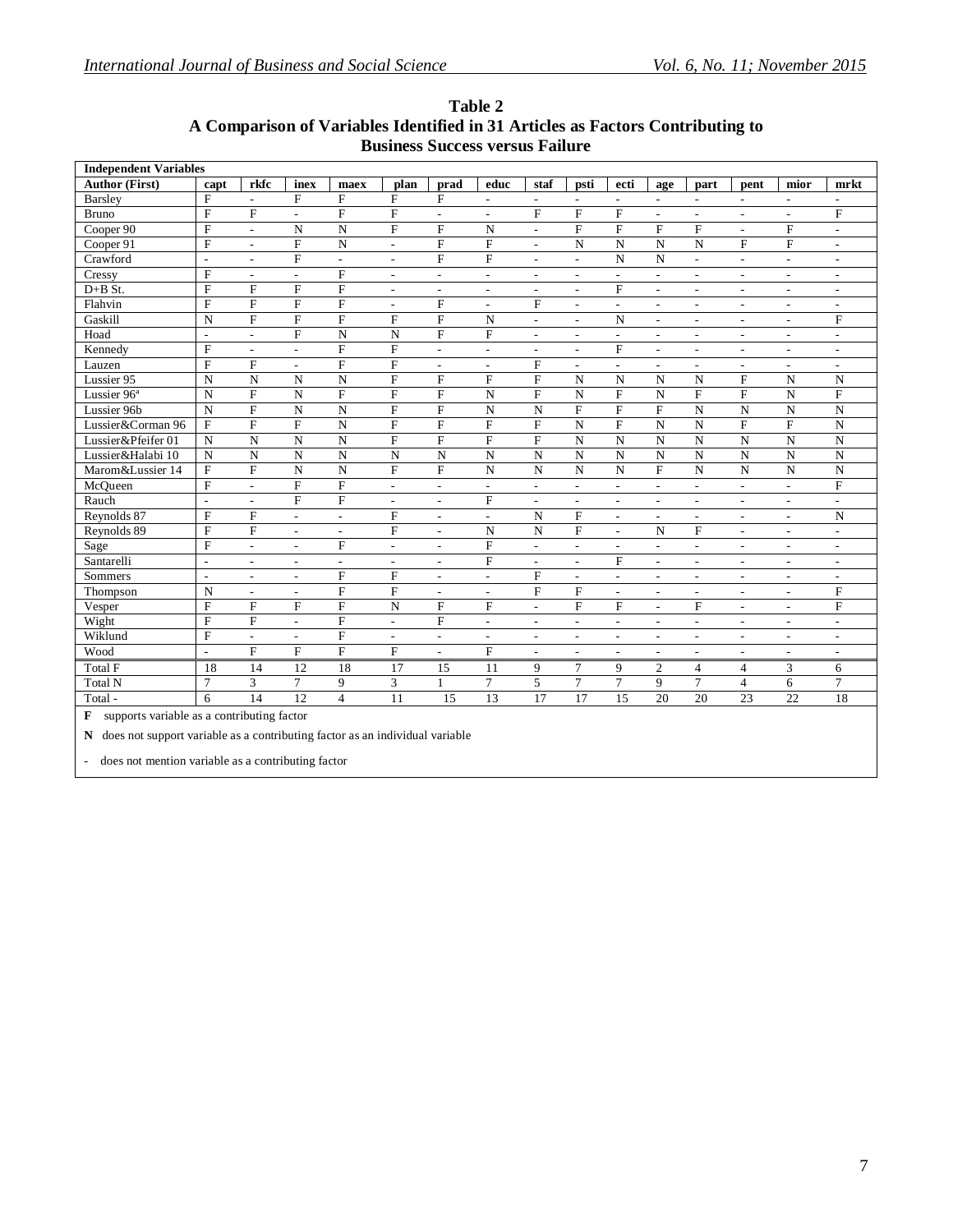**Table 2**
**A Comparison of Variables Identified in 31 Articles as Factors Contributing to Business Success versus Failure**

| Independent Variables | | | | | | | | | | | | | | | |
|---|---|---|---|---|---|---|---|---|---|---|---|---|---|---|---|
| **Author (First)** | **capt** | **rkfc** | **inex** | **maex** | **plan** | **prad** | **educ** | **staf** | **psti** | **ecti** | **age** | **part** | **pent** | **mior** | **mrkt** |
| Barsley | F | - | F | F | F | F | - | - | - | - | - | - | - | - | - |
| Bruno | F | F | - | F | F | - | - | F | F | F | - | - | - | - | F |
| Cooper 90 | F | - | N | N | F | F | N | - | F | F | F | F | - | F | - |
| Cooper 91 | F | - | F | N | - | F | F | - | N | N | N | N | F | F | - |
| Crawford | - | - | F | - | - | F | F | - | - | N | N | - | - | - | - |
| Cressy | F | - | - | F | - | - | - | - | - | - | - | - | - | - | - |
| D+B St. | F | F | F | F | - | - | - | - | - | F | - | - | - | - | - |
| Flahvin | F | F | F | F | - | F | - | F | - | - | - | - | - | - | - |
| Gaskill | N | F | F | F | F | F | N | - | - | N | - | - | - | - | F |
| Hoad | - | - | F | N | N | F | F | - | - | - | - | - | - | - | - |
| Kennedy | F | - | - | F | F | - | - | - | - | F | - | - | - | - | - |
| Lauzen | F | F | - | F | F | - | - | F | - | - | - | - | - | - | - |
| Lussier 95 | N | N | N | N | F | F | F | F | N | N | N | N | F | N | N |
| Lussier 96ª | N | F | N | F | F | F | N | F | N | F | N | F | F | N | F |
| Lussier 96b | N | F | N | N | F | F | N | N | F | F | F | N | N | N | N |
| Lussier&Corman 96 | F | F | F | N | F | F | F | F | N | F | N | N | F | F | N |
| Lussier&Pfeifer 01 | N | N | N | N | F | F | F | F | N | N | N | N | N | N | N |
| Lussier&Halabi 10 | N | N | N | N | N | N | N | N | N | N | N | N | N | N | N |
| Marom&Lussier 14 | F | F | N | N | F | F | N | N | N | N | F | N | N | N | N |
| McQueen | F | - | F | F | - | - | - | - | - | - | - | - | - | - | F |
| Rauch | - | - | F | F | - | - | F | - | - | - | - | - | - | - | - |
| Reynolds 87 | F | F | - | - | F | - | - | N | F | - | - | - | - | - | N |
| Reynolds 89 | F | F | - | - | F | - | N | N | F | - | N | F | - | - | - |
| Sage | F | - | - | F | - | - | F | - | - | - | - | - | - | - | - |
| Santarelli | - | - | - | - | - | - | F | - | - | F | - | - | - | - | - |
| Sommers | - | - | - | F | F | - | - | F | - | - | - | - | - | - | - |
| Thompson | N | - | - | F | F | - | - | F | F | - | - | - | - | - | F |
| Vesper | F | F | F | F | N | F | F | - | F | F | - | F | - | - | F |
| Wight | F | F | - | F | - | F | - | - | - | - | - | - | - | - | - |
| Wiklund | F | - | - | F | - | - | - | - | - | - | - | - | - | - | - |
| Wood | - | F | F | F | F | - | F | - | - | - | - | - | - | - | - |
| Total F | 18 | 14 | 12 | 18 | 17 | 15 | 11 | 9 | 7 | 9 | 2 | 4 | 4 | 3 | 6 |
| Total N | 7 | 3 | 7 | 9 | 3 | 1 | 7 | 5 | 7 | 7 | 9 | 7 | 4 | 6 | 7 |
| Total - | 6 | 14 | 12 | 4 | 11 | 15 | 13 | 17 | 17 | 15 | 20 | 20 | 23 | 22 | 18 |

**F** supports variable as a contributing factor

**N** does not support variable as a contributing factor as an individual variable

\- does not mention variable as a contributing factor